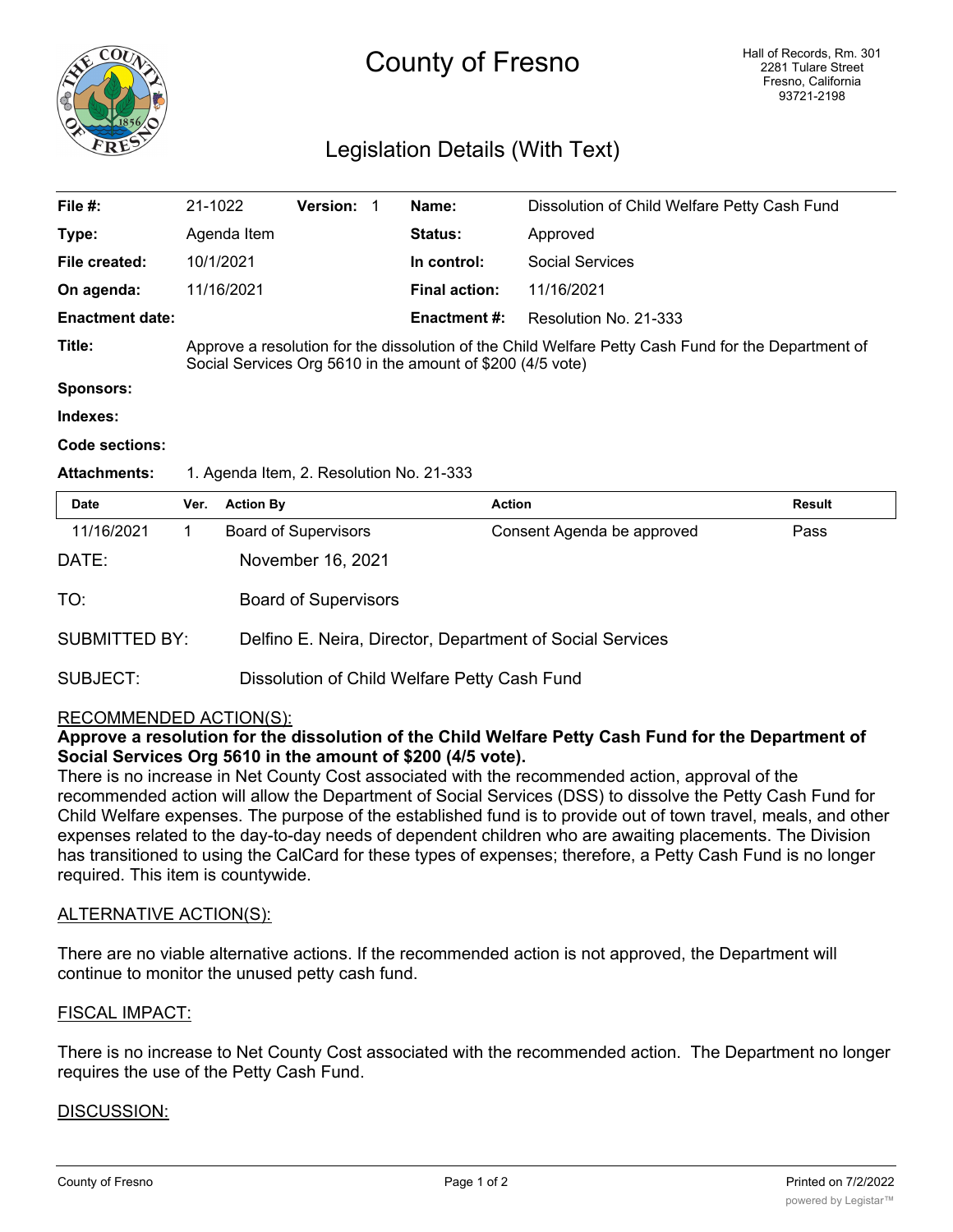# County of Fresno

Hall of Records, Rm. 301
2281 Tulare Street
Fresno, California
93721-2198

## Legislation Details (With Text)

| | | | |
|---|---|---|---|
| **File #:** | 21-1022 **Version:** 1 | **Name:** | Dissolution of Child Welfare Petty Cash Fund |
| **Type:** | Agenda Item | **Status:** | Approved |
| **File created:** | 10/1/2021 | **In control:** | Social Services |
| **On agenda:** | 11/16/2021 | **Final action:** | 11/16/2021 |
| **Enactment date:** | | **Enactment #:** | Resolution No. 21-333 |

**Title:** Approve a resolution for the dissolution of the Child Welfare Petty Cash Fund for the Department of Social Services Org 5610 in the amount of $200 (4/5 vote)

**Sponsors:**

**Indexes:**

**Code sections:**

**Attachments:** 1. Agenda Item, 2. Resolution No. 21-333

| Date | Ver. | Action By | Action | Result |
|---|---|---|---|---|
| 11/16/2021 | 1 | Board of Supervisors | Consent Agenda be approved | Pass |

DATE: November 16, 2021

TO: Board of Supervisors

SUBMITTED BY: Delfino E. Neira, Director, Department of Social Services

SUBJECT: Dissolution of Child Welfare Petty Cash Fund

RECOMMENDED ACTION(S):

**Approve a resolution for the dissolution of the Child Welfare Petty Cash Fund for the Department of Social Services Org 5610 in the amount of $200 (4/5 vote).**

There is no increase in Net County Cost associated with the recommended action, approval of the recommended action will allow the Department of Social Services (DSS) to dissolve the Petty Cash Fund for Child Welfare expenses. The purpose of the established fund is to provide out of town travel, meals, and other expenses related to the day-to-day needs of dependent children who are awaiting placements. The Division has transitioned to using the CalCard for these types of expenses; therefore, a Petty Cash Fund is no longer required. This item is countywide.

ALTERNATIVE ACTION(S):

There are no viable alternative actions. If the recommended action is not approved, the Department will continue to monitor the unused petty cash fund.

FISCAL IMPACT:

There is no increase to Net County Cost associated with the recommended action. The Department no longer requires the use of the Petty Cash Fund.

DISCUSSION: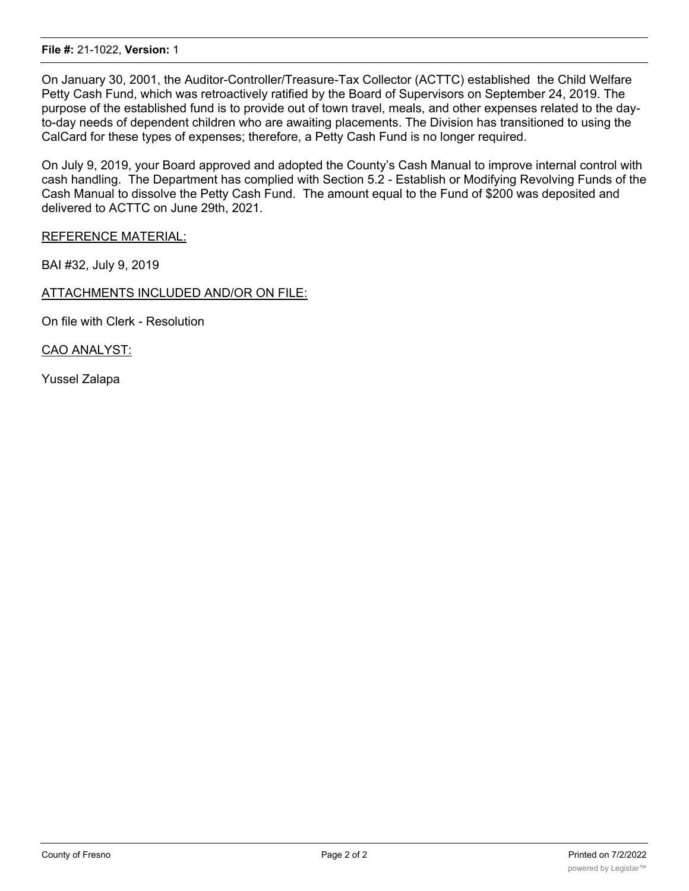On January 30, 2001, the Auditor-Controller/Treasure-Tax Collector (ACTTC) established the Child Welfare Petty Cash Fund, which was retroactively ratified by the Board of Supervisors on September 24, 2019. The purpose of the established fund is to provide out of town travel, meals, and other expenses related to the day-to-day needs of dependent children who are awaiting placements. The Division has transitioned to using the CalCard for these types of expenses; therefore, a Petty Cash Fund is no longer required.

On July 9, 2019, your Board approved and adopted the County's Cash Manual to improve internal control with cash handling. The Department has complied with Section 5.2 - Establish or Modifying Revolving Funds of the Cash Manual to dissolve the Petty Cash Fund. The amount equal to the Fund of $200 was deposited and delivered to ACTTC on June 29th, 2021.

REFERENCE MATERIAL:

BAI #32, July 9, 2019

ATTACHMENTS INCLUDED AND/OR ON FILE:

On file with Clerk - Resolution

CAO ANALYST:

Yussel Zalapa